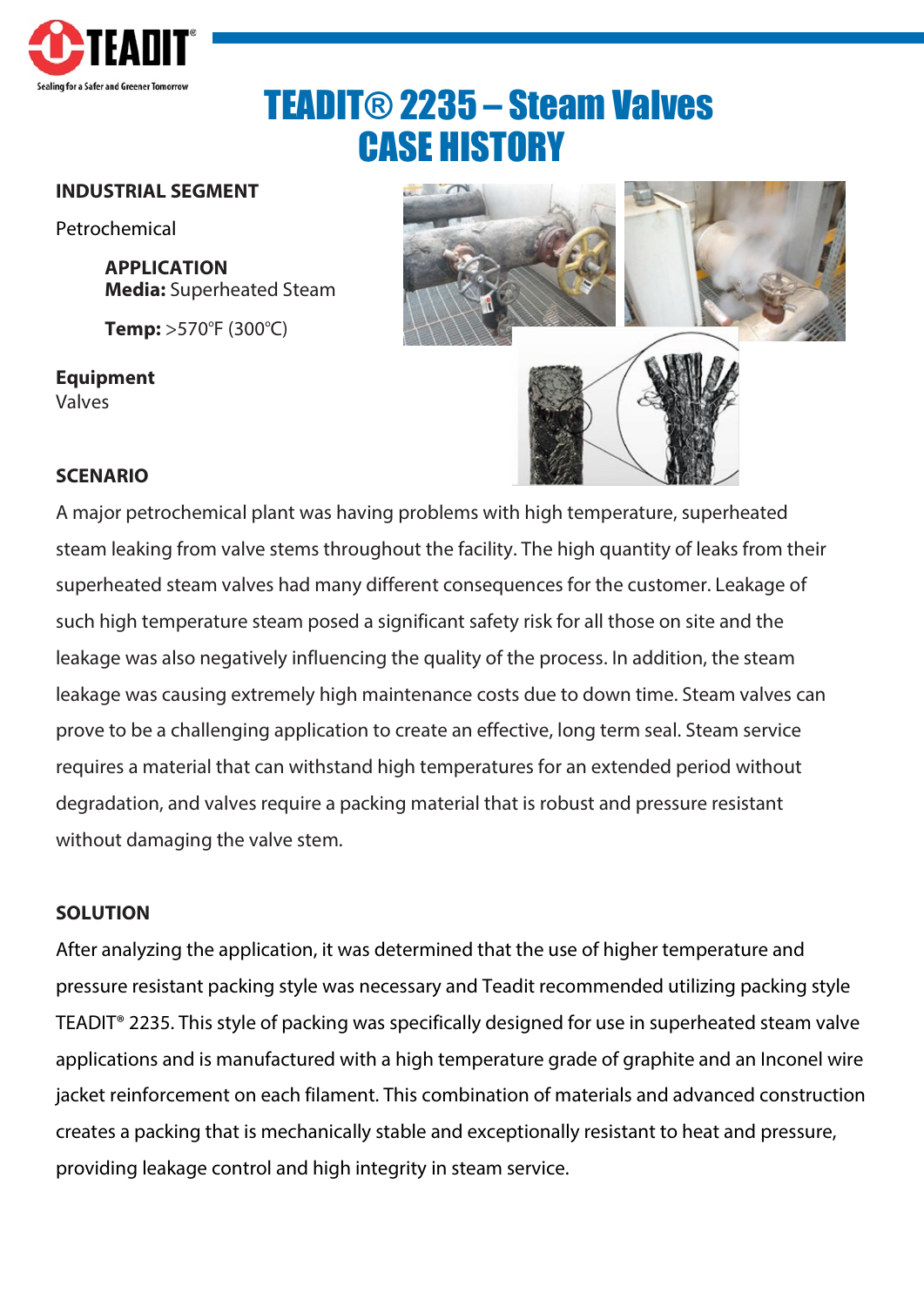# TEADIT® 2235 – Steam Valves
# CASE HISTORY

**INDUSTRIAL SEGMENT**

Petrochemical

**APPLICATION**
**Media:** Superheated Steam

**Temp:** >570°F (300°C)

**Equipment**
Valves

**SCENARIO**

A major petrochemical plant was having problems with high temperature, superheated steam leaking from valve stems throughout the facility. The high quantity of leaks from their superheated steam valves had many different consequences for the customer. Leakage of such high temperature steam posed a significant safety risk for all those on site and the leakage was also negatively influencing the quality of the process. In addition, the steam leakage was causing extremely high maintenance costs due to down time. Steam valves can prove to be a challenging application to create an effective, long term seal. Steam service requires a material that can withstand high temperatures for an extended period without degradation, and valves require a packing material that is robust and pressure resistant without damaging the valve stem.

**SOLUTION**

After analyzing the application, it was determined that the use of higher temperature and pressure resistant packing style was necessary and Teadit recommended utilizing packing style TEADIT® 2235. This style of packing was specifically designed for use in superheated steam valve applications and is manufactured with a high temperature grade of graphite and an Inconel wire jacket reinforcement on each filament. This combination of materials and advanced construction creates a packing that is mechanically stable and exceptionally resistant to heat and pressure, providing leakage control and high integrity in steam service.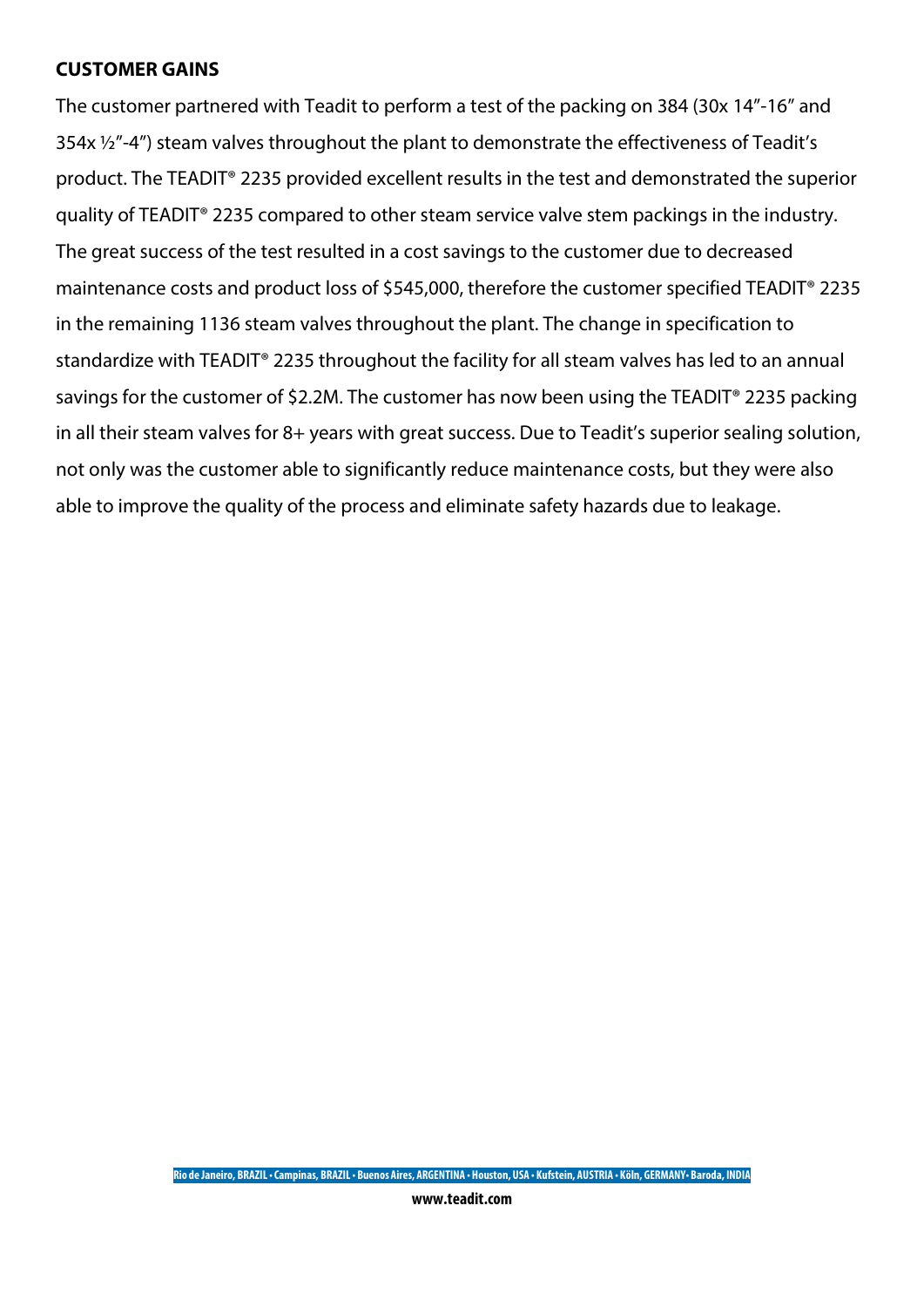## CUSTOMER GAINS

The customer partnered with Teadit to perform a test of the packing on 384 (30x 14"-16" and 354x ½"-4") steam valves throughout the plant to demonstrate the effectiveness of Teadit's product. The TEADIT® 2235 provided excellent results in the test and demonstrated the superior quality of TEADIT® 2235 compared to other steam service valve stem packings in the industry. The great success of the test resulted in a cost savings to the customer due to decreased maintenance costs and product loss of $545,000, therefore the customer specified TEADIT® 2235 in the remaining 1136 steam valves throughout the plant. The change in specification to standardize with TEADIT® 2235 throughout the facility for all steam valves has led to an annual savings for the customer of $2.2M. The customer has now been using the TEADIT® 2235 packing in all their steam valves for 8+ years with great success. Due to Teadit's superior sealing solution, not only was the customer able to significantly reduce maintenance costs, but they were also able to improve the quality of the process and eliminate safety hazards due to leakage.

Rio de Janeiro, BRAZIL • Campinas, BRAZIL • Buenos Aires, ARGENTINA • Houston, USA • Kufstein, AUSTRIA • Köln, GERMANY• Baroda, INDIA

**www.teadit.com**